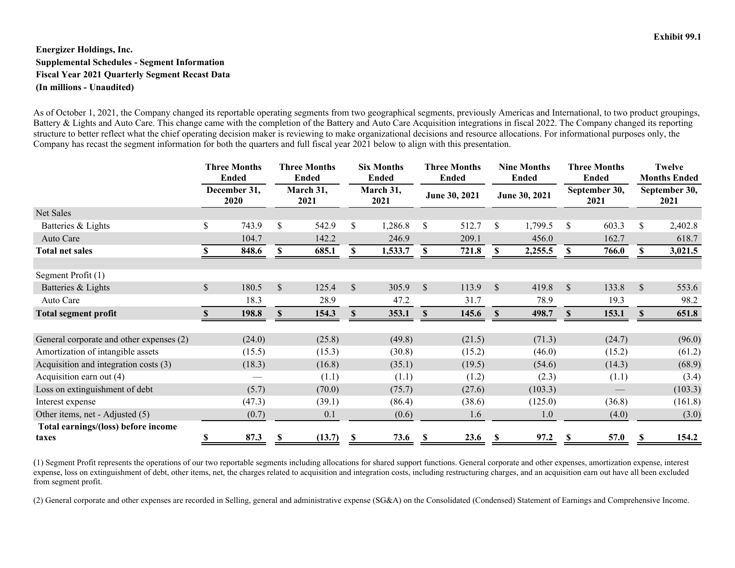**Exhibit 99.1**

**Energizer Holdings, Inc.**
**Supplemental Schedules - Segment Information**
**Fiscal Year 2021 Quarterly Segment Recast Data**
**(In millions - Unaudited)**

As of October 1, 2021, the Company changed its reportable operating segments from two geographical segments, previously Americas and International, to two product groupings, Battery & Lights and Auto Care. This change came with the completion of the Battery and Auto Care Acquisition integrations in fiscal 2022. The Company changed its reporting structure to better reflect what the chief operating decision maker is reviewing to make organizational decisions and resource allocations. For informational purposes only, the Company has recast the segment information for both the quarters and full fiscal year 2021 below to align with this presentation.

| | Three Months Ended December 31, 2020 | Three Months Ended March 31, 2021 | Six Months Ended March 31, 2021 | Three Months Ended June 30, 2021 | Nine Months Ended June 30, 2021 | Three Months Ended September 30, 2021 | Twelve Months Ended September 30, 2021 |
|---|---|---|---|---|---|---|---|
| Net Sales | | | | | | | |
| Batteries & Lights | $ 743.9 | $ 542.9 | $ 1,286.8 | $ 512.7 | $ 1,799.5 | $ 603.3 | $ 2,402.8 |
| Auto Care | 104.7 | 142.2 | 246.9 | 209.1 | 456.0 | 162.7 | 618.7 |
| **Total net sales** | **$ 848.6** | **$ 685.1** | **$ 1,533.7** | **$ 721.8** | **$ 2,255.5** | **$ 766.0** | **$ 3,021.5** |
| | | | | | | | |
| Segment Profit (1) | | | | | | | |
| Batteries & Lights | $ 180.5 | $ 125.4 | $ 305.9 | $ 113.9 | $ 419.8 | $ 133.8 | $ 553.6 |
| Auto Care | 18.3 | 28.9 | 47.2 | 31.7 | 78.9 | 19.3 | 98.2 |
| **Total segment profit** | **$ 198.8** | **$ 154.3** | **$ 353.1** | **$ 145.6** | **$ 498.7** | **$ 153.1** | **$ 651.8** |
| | | | | | | | |
| General corporate and other expenses (2) | (24.0) | (25.8) | (49.8) | (21.5) | (71.3) | (24.7) | (96.0) |
| Amortization of intangible assets | (15.5) | (15.3) | (30.8) | (15.2) | (46.0) | (15.2) | (61.2) |
| Acquisition and integration costs (3) | (18.3) | (16.8) | (35.1) | (19.5) | (54.6) | (14.3) | (68.9) |
| Acquisition earn out (4) | — | (1.1) | (1.1) | (1.2) | (2.3) | (1.1) | (3.4) |
| Loss on extinguishment of debt | (5.7) | (70.0) | (75.7) | (27.6) | (103.3) | — | (103.3) |
| Interest expense | (47.3) | (39.1) | (86.4) | (38.6) | (125.0) | (36.8) | (161.8) |
| Other items, net - Adjusted (5) | (0.7) | 0.1 | (0.6) | 1.6 | 1.0 | (4.0) | (3.0) |
| **Total earnings/(loss) before income taxes** | **$ 87.3** | **$ (13.7)** | **$ 73.6** | **$ 23.6** | **$ 97.2** | **$ 57.0** | **$ 154.2** |

(1) Segment Profit represents the operations of our two reportable segments including allocations for shared support functions. General corporate and other expenses, amortization expense, interest expense, loss on extinguishment of debt, other items, net, the charges related to acquisition and integration costs, including restructuring charges, and an acquisition earn out have all been excluded from segment profit.

(2) General corporate and other expenses are recorded in Selling, general and administrative expense (SG&A) on the Consolidated (Condensed) Statement of Earnings and Comprehensive Income.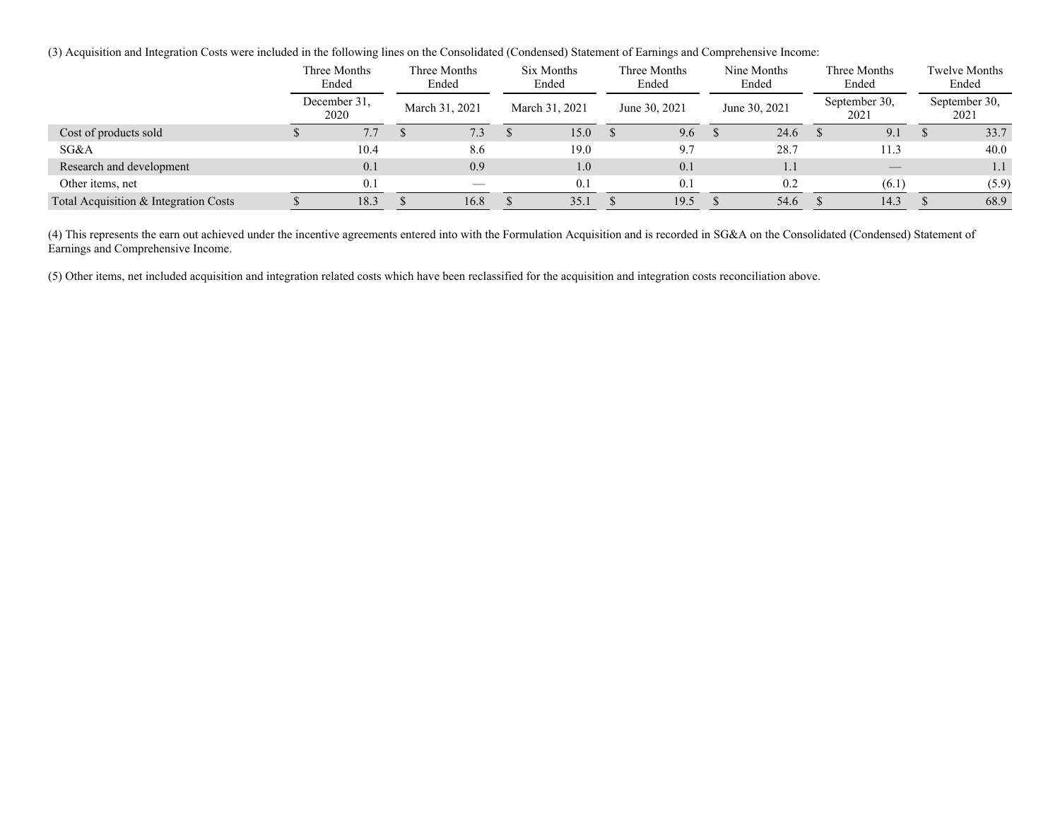(3) Acquisition and Integration Costs were included in the following lines on the Consolidated (Condensed) Statement of Earnings and Comprehensive Income:

| | Three Months Ended | Three Months Ended | Six Months Ended | Three Months Ended | Nine Months Ended | Three Months Ended | Twelve Months Ended |
|---|---|---|---|---|---|---|---|
| | December 31, 2020 | March 31, 2021 | March 31, 2021 | June 30, 2021 | June 30, 2021 | September 30, 2021 | September 30, 2021 |
| Cost of products sold | $ 7.7 | $ 7.3 | $ 15.0 | $ 9.6 | $ 24.6 | $ 9.1 | $ 33.7 |
| SG&A | 10.4 | 8.6 | 19.0 | 9.7 | 28.7 | 11.3 | 40.0 |
| Research and development | 0.1 | 0.9 | 1.0 | 0.1 | 1.1 | — | 1.1 |
| Other items, net | 0.1 | — | 0.1 | 0.1 | 0.2 | (6.1) | (5.9) |
| Total Acquisition & Integration Costs | $ 18.3 | $ 16.8 | $ 35.1 | $ 19.5 | $ 54.6 | $ 14.3 | $ 68.9 |

(4) This represents the earn out achieved under the incentive agreements entered into with the Formulation Acquisition and is recorded in SG&A on the Consolidated (Condensed) Statement of Earnings and Comprehensive Income.

(5) Other items, net included acquisition and integration related costs which have been reclassified for the acquisition and integration costs reconciliation above.